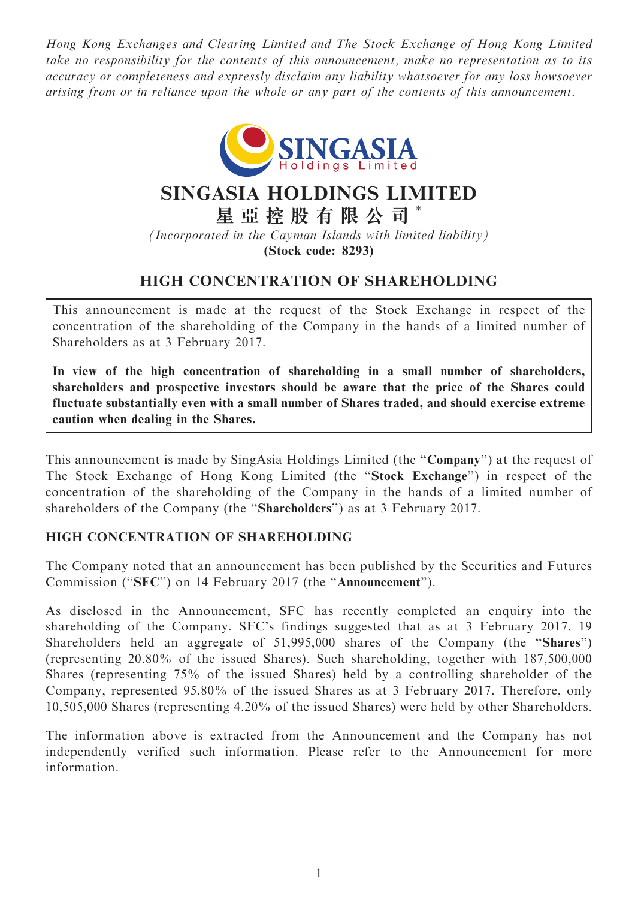*Hong Kong Exchanges and Clearing Limited and The Stock Exchange of Hong Kong Limited take no responsibility for the contents of this announcement, make no representation as to its accuracy or completeness and expressly disclaim any liability whatsoever for any loss howsoever arising from or in reliance upon the whole or any part of the contents of this announcement.*

# SINGASIA HOLDINGS LIMITED

# 星亞控股有限公司 *

*(Incorporated in the Cayman Islands with limited liability)*

**(Stock code: 8293)**

## HIGH CONCENTRATION OF SHAREHOLDING

This announcement is made at the request of the Stock Exchange in respect of the concentration of the shareholding of the Company in the hands of a limited number of Shareholders as at 3 February 2017.

**In view of the high concentration of shareholding in a small number of shareholders, shareholders and prospective investors should be aware that the price of the Shares could fluctuate substantially even with a small number of Shares traded, and should exercise extreme caution when dealing in the Shares.**

This announcement is made by SingAsia Holdings Limited (the "**Company**") at the request of The Stock Exchange of Hong Kong Limited (the "**Stock Exchange**") in respect of the concentration of the shareholding of the Company in the hands of a limited number of shareholders of the Company (the "**Shareholders**") as at 3 February 2017.

### HIGH CONCENTRATION OF SHAREHOLDING

The Company noted that an announcement has been published by the Securities and Futures Commission ("**SFC**") on 14 February 2017 (the "**Announcement**").

As disclosed in the Announcement, SFC has recently completed an enquiry into the shareholding of the Company. SFC's findings suggested that as at 3 February 2017, 19 Shareholders held an aggregate of 51,995,000 shares of the Company (the "**Shares**") (representing 20.80% of the issued Shares). Such shareholding, together with 187,500,000 Shares (representing 75% of the issued Shares) held by a controlling shareholder of the Company, represented 95.80% of the issued Shares as at 3 February 2017. Therefore, only 10,505,000 Shares (representing 4.20% of the issued Shares) were held by other Shareholders.

The information above is extracted from the Announcement and the Company has not independently verified such information. Please refer to the Announcement for more information.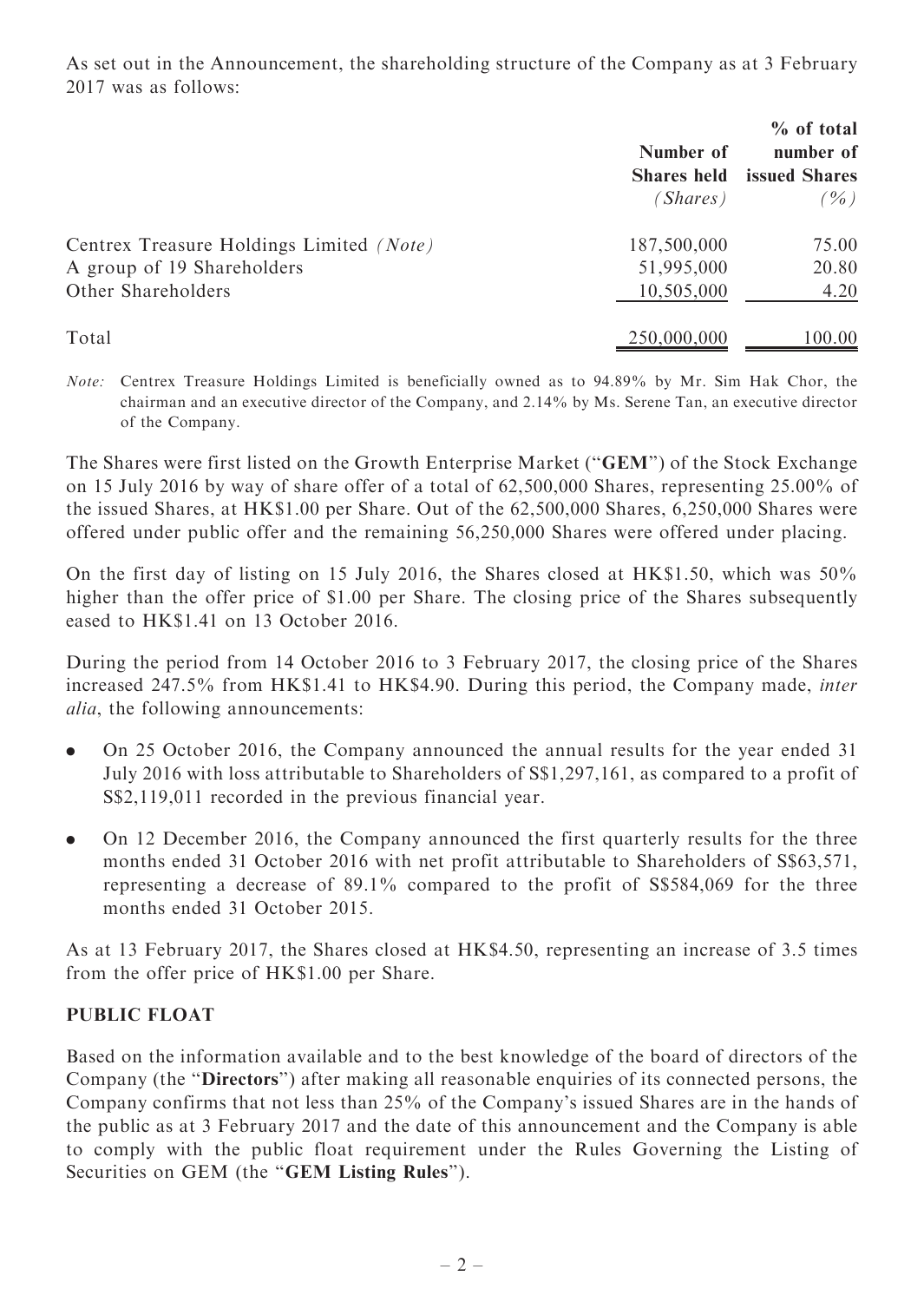As set out in the Announcement, the shareholding structure of the Company as at 3 February 2017 was as follows:

| | Number of Shares held *(Shares)* | % of total number of issued Shares *(%)* |
|---|---|---|
| Centrex Treasure Holdings Limited *(Note)* | 187,500,000 | 75.00 |
| A group of 19 Shareholders | 51,995,000 | 20.80 |
| Other Shareholders | 10,505,000 | 4.20 |
| Total | 250,000,000 | 100.00 |

*Note:* Centrex Treasure Holdings Limited is beneficially owned as to 94.89% by Mr. Sim Hak Chor, the chairman and an executive director of the Company, and 2.14% by Ms. Serene Tan, an executive director of the Company.

The Shares were first listed on the Growth Enterprise Market ("**GEM**") of the Stock Exchange on 15 July 2016 by way of share offer of a total of 62,500,000 Shares, representing 25.00% of the issued Shares, at HK$1.00 per Share. Out of the 62,500,000 Shares, 6,250,000 Shares were offered under public offer and the remaining 56,250,000 Shares were offered under placing.

On the first day of listing on 15 July 2016, the Shares closed at HK$1.50, which was 50% higher than the offer price of $1.00 per Share. The closing price of the Shares subsequently eased to HK$1.41 on 13 October 2016.

During the period from 14 October 2016 to 3 February 2017, the closing price of the Shares increased 247.5% from HK$1.41 to HK$4.90. During this period, the Company made, *inter alia*, the following announcements:

- On 25 October 2016, the Company announced the annual results for the year ended 31 July 2016 with loss attributable to Shareholders of S$1,297,161, as compared to a profit of S$2,119,011 recorded in the previous financial year.
- On 12 December 2016, the Company announced the first quarterly results for the three months ended 31 October 2016 with net profit attributable to Shareholders of S$63,571, representing a decrease of 89.1% compared to the profit of S$584,069 for the three months ended 31 October 2015.

As at 13 February 2017, the Shares closed at HK$4.50, representing an increase of 3.5 times from the offer price of HK$1.00 per Share.

## PUBLIC FLOAT

Based on the information available and to the best knowledge of the board of directors of the Company (the "**Directors**") after making all reasonable enquiries of its connected persons, the Company confirms that not less than 25% of the Company's issued Shares are in the hands of the public as at 3 February 2017 and the date of this announcement and the Company is able to comply with the public float requirement under the Rules Governing the Listing of Securities on GEM (the "**GEM Listing Rules**").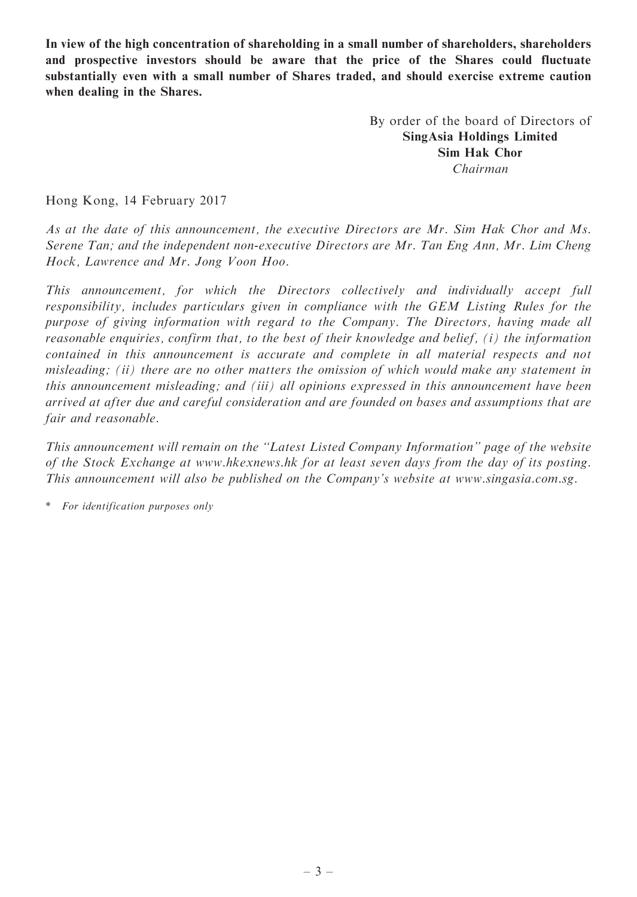**In view of the high concentration of shareholding in a small number of shareholders, shareholders and prospective investors should be aware that the price of the Shares could fluctuate substantially even with a small number of Shares traded, and should exercise extreme caution when dealing in the Shares.**

By order of the board of Directors of
**SingAsia Holdings Limited**
**Sim Hak Chor**
*Chairman*

Hong Kong, 14 February 2017

*As at the date of this announcement, the executive Directors are Mr. Sim Hak Chor and Ms. Serene Tan; and the independent non-executive Directors are Mr. Tan Eng Ann, Mr. Lim Cheng Hock, Lawrence and Mr. Jong Voon Hoo.*

*This announcement, for which the Directors collectively and individually accept full responsibility, includes particulars given in compliance with the GEM Listing Rules for the purpose of giving information with regard to the Company. The Directors, having made all reasonable enquiries, confirm that, to the best of their knowledge and belief, (i) the information contained in this announcement is accurate and complete in all material respects and not misleading; (ii) there are no other matters the omission of which would make any statement in this announcement misleading; and (iii) all opinions expressed in this announcement have been arrived at after due and careful consideration and are founded on bases and assumptions that are fair and reasonable.*

*This announcement will remain on the "Latest Listed Company Information" page of the website of the Stock Exchange at www.hkexnews.hk for at least seven days from the day of its posting. This announcement will also be published on the Company's website at www.singasia.com.sg.*

\* *For identification purposes only*